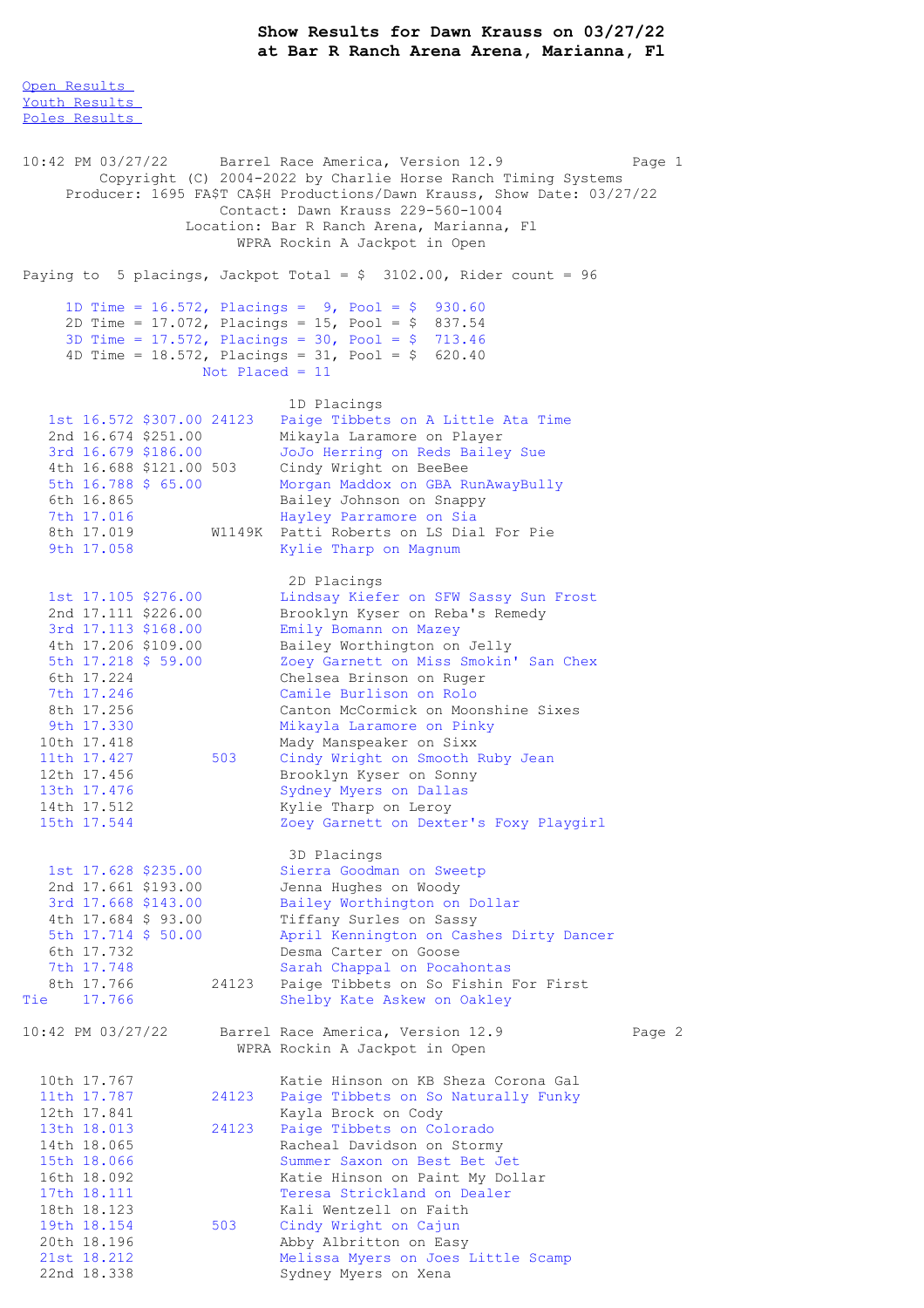# Show Results for Dawn Krauss on 03/27/22
## at Bar R Ranch Arena Arena, Marianna, Fl

Open Results
Youth Results
Poles Results

```
10:42 PM 03/27/22      Barrel Race America, Version 12.9             Page 1
         Copyright (C) 2004-2022 by Charlie Horse Ranch Timing Systems
     Producer: 1695 FA$T CA$H Productions/Dawn Krauss, Show Date: 03/27/22
                      Contact: Dawn Krauss 229-560-1004
                  Location: Bar R Ranch Arena, Marianna, Fl
                        WPRA Rockin A Jackpot in Open

Paying to  5 placings, Jackpot Total = $  3102.00, Rider count = 96

     1D Time = 16.572, Placings =  9, Pool = $  930.60
     2D Time = 17.072, Placings = 15, Pool = $  837.54
     3D Time = 17.572, Placings = 30, Pool = $  713.46
     4D Time = 18.572, Placings = 31, Pool = $  620.40
                    Not Placed = 11

                              1D Placings
   1st 16.572 $307.00 24123   Paige Tibbets on A Little Ata Time
   2nd 16.674 $251.00         Mikayla Laramore on Player
   3rd 16.679 $186.00         JoJo Herring on Reds Bailey Sue
   4th 16.688 $121.00 503     Cindy Wright on BeeBee
   5th 16.788 $ 65.00         Morgan Maddox on GBA RunAwayBully
   6th 16.865                 Bailey Johnson on Snappy
   7th 17.016                 Hayley Parramore on Sia
   8th 17.019        W1149K   Patti Roberts on LS Dial For Pie
   9th 17.058                 Kylie Tharp on Magnum

                              2D Placings
   1st 17.105 $276.00         Lindsay Kiefer on SFW Sassy Sun Frost
   2nd 17.111 $226.00         Brooklyn Kyser on Reba's Remedy
   3rd 17.113 $168.00         Emily Bomann on Mazey
   4th 17.206 $109.00         Bailey Worthington on Jelly
   5th 17.218 $ 59.00         Zoey Garnett on Miss Smokin' San Chex
   6th 17.224                 Chelsea Brinson on Ruger
   7th 17.246                 Camile Burlison on Rolo
   8th 17.256                 Canton McCormick on Moonshine Sixes
   9th 17.330                 Mikayla Laramore on Pinky
  10th 17.418                 Mady Manspeaker on Sixx
  11th 17.427         503     Cindy Wright on Smooth Ruby Jean
  12th 17.456                 Brooklyn Kyser on Sonny
  13th 17.476                 Sydney Myers on Dallas
  14th 17.512                 Kylie Tharp on Leroy
  15th 17.544                 Zoey Garnett on Dexter's Foxy Playgirl

                              3D Placings
   1st 17.628 $235.00         Sierra Goodman on Sweetp
   2nd 17.661 $193.00         Jenna Hughes on Woody
   3rd 17.668 $143.00         Bailey Worthington on Dollar
   4th 17.684 $ 93.00         Tiffany Surles on Sassy
   5th 17.714 $ 50.00         April Kennington on Cashes Dirty Dancer
   6th 17.732                 Desma Carter on Goose
   7th 17.748                 Sarah Chappal on Pocahontas
   8th 17.766         24123   Paige Tibbets on So Fishin For First
Tie    17.766                 Shelby Kate Askew on Oakley

10:42 PM 03/27/22      Barrel Race America, Version 12.9             Page 2
                        WPRA Rockin A Jackpot in Open

  10th 17.767                 Katie Hinson on KB Sheza Corona Gal
  11th 17.787         24123   Paige Tibbets on So Naturally Funky
  12th 17.841                 Kayla Brock on Cody
  13th 18.013         24123   Paige Tibbets on Colorado
  14th 18.065                 Racheal Davidson on Stormy
  15th 18.066                 Summer Saxon on Best Bet Jet
  16th 18.092                 Katie Hinson on Paint My Dollar
  17th 18.111                 Teresa Strickland on Dealer
  18th 18.123                 Kali Wentzell on Faith
  19th 18.154         503     Cindy Wright on Cajun
  20th 18.196                 Abby Albritton on Easy
  21st 18.212                 Melissa Myers on Joes Little Scamp
  22nd 18.338                 Sydney Myers on Xena
```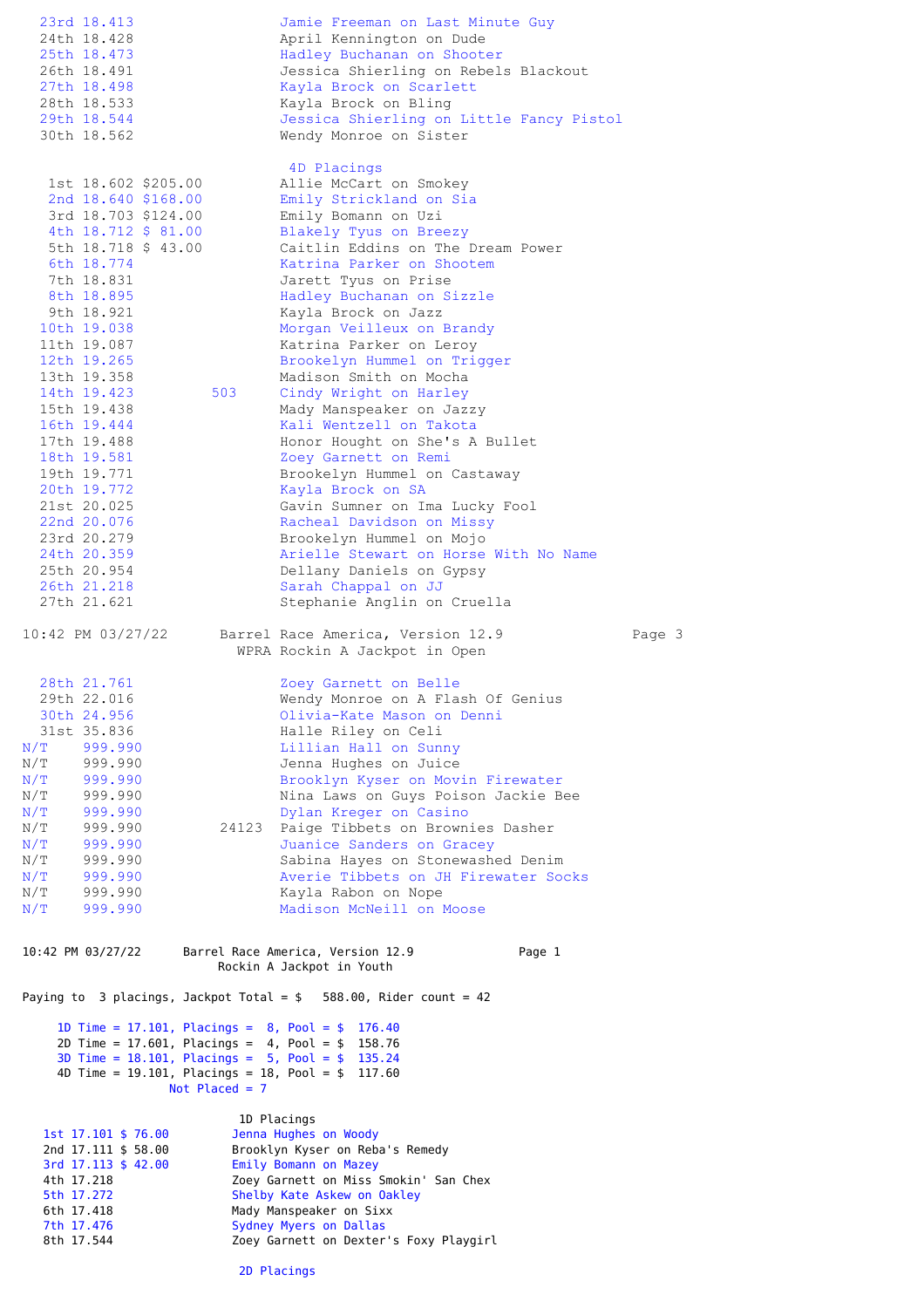| Place | Time | Back # | Rider |
|---|---|---|---|
| 23rd | 18.413 | | Jamie Freeman on Last Minute Guy |
| 24th | 18.428 | | April Kennington on Dude |
| 25th | 18.473 | | Hadley Buchanan on Shooter |
| 26th | 18.491 | | Jessica Shierling on Rebels Blackout |
| 27th | 18.498 | | Kayla Brock on Scarlett |
| 28th | 18.533 | | Kayla Brock on Bling |
| 29th | 18.544 | | Jessica Shierling on Little Fancy Pistol |
| 30th | 18.562 | | Wendy Monroe on Sister |

### 4D Placings

| Place | Time | Payout | Back # | Rider |
|---|---|---|---|---|
| 1st | 18.602 | $205.00 | | Allie McCart on Smokey |
| 2nd | 18.640 | $168.00 | | Emily Strickland on Sia |
| 3rd | 18.703 | $124.00 | | Emily Bomann on Uzi |
| 4th | 18.712 | $ 81.00 | | Blakely Tyus on Breezy |
| 5th | 18.718 | $ 43.00 | | Caitlin Eddins on The Dream Power |
| 6th | 18.774 | | | Katrina Parker on Shootem |
| 7th | 18.831 | | | Jarett Tyus on Prise |
| 8th | 18.895 | | | Hadley Buchanan on Sizzle |
| 9th | 18.921 | | | Kayla Brock on Jazz |
| 10th | 19.038 | | | Morgan Veilleux on Brandy |
| 11th | 19.087 | | | Katrina Parker on Leroy |
| 12th | 19.265 | | | Brookelyn Hummel on Trigger |
| 13th | 19.358 | | | Madison Smith on Mocha |
| 14th | 19.423 | | 503 | Cindy Wright on Harley |
| 15th | 19.438 | | | Mady Manspeaker on Jazzy |
| 16th | 19.444 | | | Kali Wentzell on Takota |
| 17th | 19.488 | | | Honor Hought on She's A Bullet |
| 18th | 19.581 | | | Zoey Garnett on Remi |
| 19th | 19.771 | | | Brookelyn Hummel on Castaway |
| 20th | 19.772 | | | Kayla Brock on SA |
| 21st | 20.025 | | | Gavin Sumner on Ima Lucky Fool |
| 22nd | 20.076 | | | Racheal Davidson on Missy |
| 23rd | 20.279 | | | Brookelyn Hummel on Mojo |
| 24th | 20.359 | | | Arielle Stewart on Horse With No Name |
| 25th | 20.954 | | | Dellany Daniels on Gypsy |
| 26th | 21.218 | | | Sarah Chappal on JJ |
| 27th | 21.621 | | | Stephanie Anglin on Cruella |
| 28th | 21.761 | | | Zoey Garnett on Belle |
| 29th | 22.016 | | | Wendy Monroe on A Flash Of Genius |
| 30th | 24.956 | | | Olivia-Kate Mason on Denni |
| 31st | 35.836 | | | Halle Riley on Celi |
| N/T | 999.990 | | | Lillian Hall on Sunny |
| N/T | 999.990 | | | Jenna Hughes on Juice |
| N/T | 999.990 | | | Brooklyn Kyser on Movin Firewater |
| N/T | 999.990 | | | Nina Laws on Guys Poison Jackie Bee |
| N/T | 999.990 | | | Dylan Kreger on Casino |
| N/T | 999.990 | | 24123 | Paige Tibbets on Brownies Dasher |
| N/T | 999.990 | | | Juanice Sanders on Gracey |
| N/T | 999.990 | | | Sabina Hayes on Stonewashed Denim |
| N/T | 999.990 | | | Averie Tibbets on JH Firewater Socks |
| N/T | 999.990 | | | Kayla Rabon on Nope |
| N/T | 999.990 | | | Madison McNeill on Moose |

10:42 PM 03/27/22 Barrel Race America, Version 12.9

## Rockin A Jackpot in Youth

Paying to 3 placings, Jackpot Total = $ 588.00, Rider count = 42

- 1D Time = 17.101, Placings = 8, Pool = $ 176.40
- 2D Time = 17.601, Placings = 4, Pool = $ 158.76
- 3D Time = 18.101, Placings = 5, Pool = $ 135.24
- 4D Time = 19.101, Placings = 18, Pool = $ 117.60

Not Placed = 7

### 1D Placings

| Place | Time | Payout | Rider |
|---|---|---|---|
| 1st | 17.101 | $ 76.00 | Jenna Hughes on Woody |
| 2nd | 17.111 | $ 58.00 | Brooklyn Kyser on Reba's Remedy |
| 3rd | 17.113 | $ 42.00 | Emily Bomann on Mazey |
| 4th | 17.218 | | Zoey Garnett on Miss Smokin' San Chex |
| 5th | 17.272 | | Shelby Kate Askew on Oakley |
| 6th | 17.418 | | Mady Manspeaker on Sixx |
| 7th | 17.476 | | Sydney Myers on Dallas |
| 8th | 17.544 | | Zoey Garnett on Dexter's Foxy Playgirl |

### 2D Placings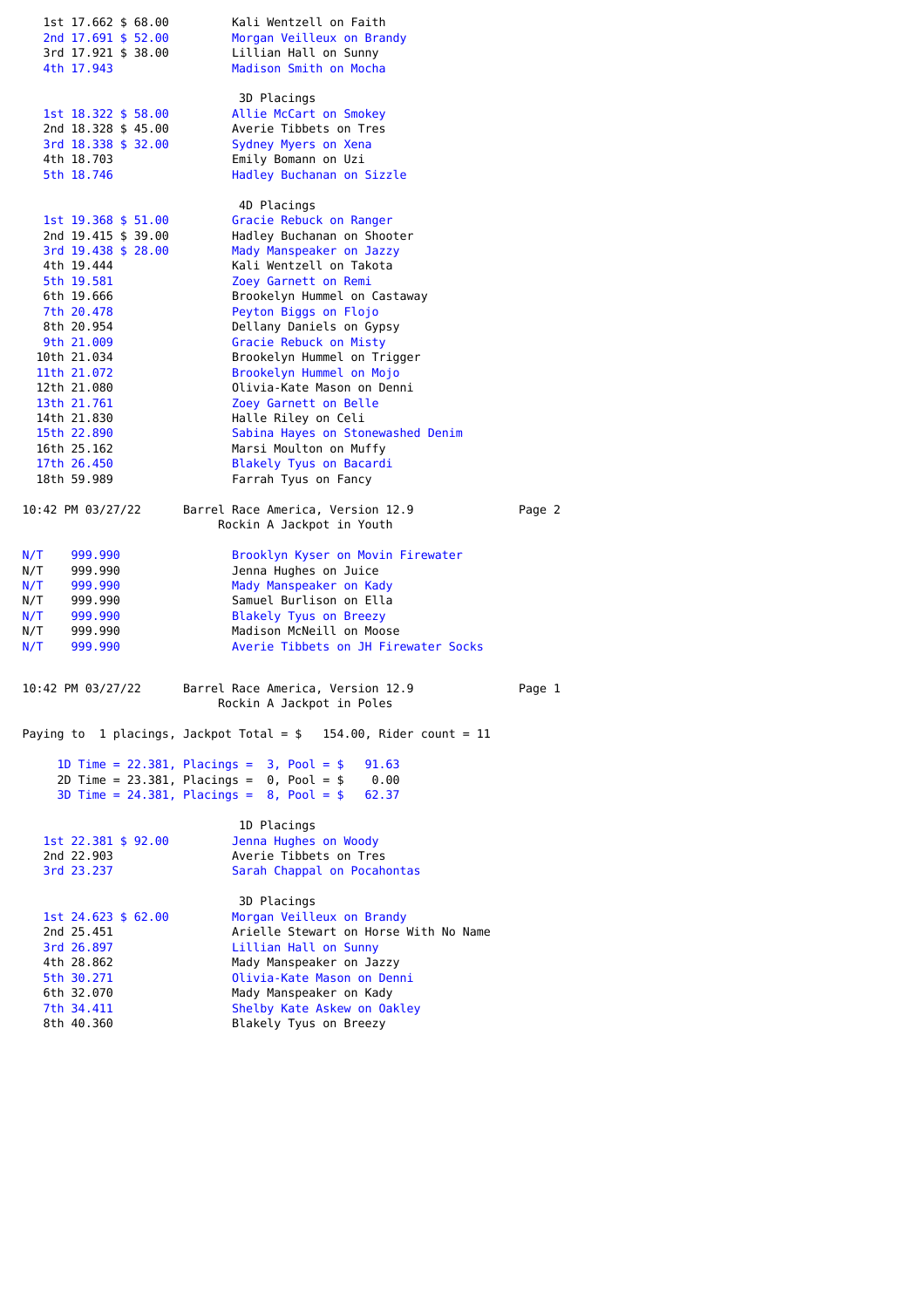| | | |
|---|---|---|
| 1st | 17.662 $ 68.00 | Kali Wentzell on Faith |
| 2nd | 17.691 $ 52.00 | Morgan Veilleux on Brandy |
| 3rd | 17.921 $ 38.00 | Lillian Hall on Sunny |
| 4th | 17.943 | Madison Smith on Mocha |

3D Placings

| | | |
|---|---|---|
| 1st | 18.322 $ 58.00 | Allie McCart on Smokey |
| 2nd | 18.328 $ 45.00 | Averie Tibbets on Tres |
| 3rd | 18.338 $ 32.00 | Sydney Myers on Xena |
| 4th | 18.703 | Emily Bomann on Uzi |
| 5th | 18.746 | Hadley Buchanan on Sizzle |

4D Placings

| | | |
|---|---|---|
| 1st | 19.368 $ 51.00 | Gracie Rebuck on Ranger |
| 2nd | 19.415 $ 39.00 | Hadley Buchanan on Shooter |
| 3rd | 19.438 $ 28.00 | Mady Manspeaker on Jazzy |
| 4th | 19.444 | Kali Wentzell on Takota |
| 5th | 19.581 | Zoey Garnett on Remi |
| 6th | 19.666 | Brookelyn Hummel on Castaway |
| 7th | 20.478 | Peyton Biggs on Flojo |
| 8th | 20.954 | Dellany Daniels on Gypsy |
| 9th | 21.009 | Gracie Rebuck on Misty |
| 10th | 21.034 | Brookelyn Hummel on Trigger |
| 11th | 21.072 | Brookelyn Hummel on Mojo |
| 12th | 21.080 | Olivia-Kate Mason on Denni |
| 13th | 21.761 | Zoey Garnett on Belle |
| 14th | 21.830 | Halle Riley on Celi |
| 15th | 22.890 | Sabina Hayes on Stonewashed Denim |
| 16th | 25.162 | Marsi Moulton on Muffy |
| 17th | 26.450 | Blakely Tyus on Bacardi |
| 18th | 59.989 | Farrah Tyus on Fancy |

10:42 PM 03/27/22 Barrel Race America, Version 12.9

Rockin A Jackpot in Youth

| | | |
|---|---|---|
| N/T | 999.990 | Brooklyn Kyser on Movin Firewater |
| N/T | 999.990 | Jenna Hughes on Juice |
| N/T | 999.990 | Mady Manspeaker on Kady |
| N/T | 999.990 | Samuel Burlison on Ella |
| N/T | 999.990 | Blakely Tyus on Breezy |
| N/T | 999.990 | Madison McNeill on Moose |
| N/T | 999.990 | Averie Tibbets on JH Firewater Socks |

10:42 PM 03/27/22 Barrel Race America, Version 12.9

Rockin A Jackpot in Poles

Paying to 1 placings, Jackpot Total = $ 154.00, Rider count = 11

1D Time = 22.381, Placings = 3, Pool = $ 91.63
2D Time = 23.381, Placings = 0, Pool = $ 0.00
3D Time = 24.381, Placings = 8, Pool = $ 62.37

1D Placings

| | | |
|---|---|---|
| 1st | 22.381 $ 92.00 | Jenna Hughes on Woody |
| 2nd | 22.903 | Averie Tibbets on Tres |
| 3rd | 23.237 | Sarah Chappal on Pocahontas |

3D Placings

| | | |
|---|---|---|
| 1st | 24.623 $ 62.00 | Morgan Veilleux on Brandy |
| 2nd | 25.451 | Arielle Stewart on Horse With No Name |
| 3rd | 26.897 | Lillian Hall on Sunny |
| 4th | 28.862 | Mady Manspeaker on Jazzy |
| 5th | 30.271 | Olivia-Kate Mason on Denni |
| 6th | 32.070 | Mady Manspeaker on Kady |
| 7th | 34.411 | Shelby Kate Askew on Oakley |
| 8th | 40.360 | Blakely Tyus on Breezy |